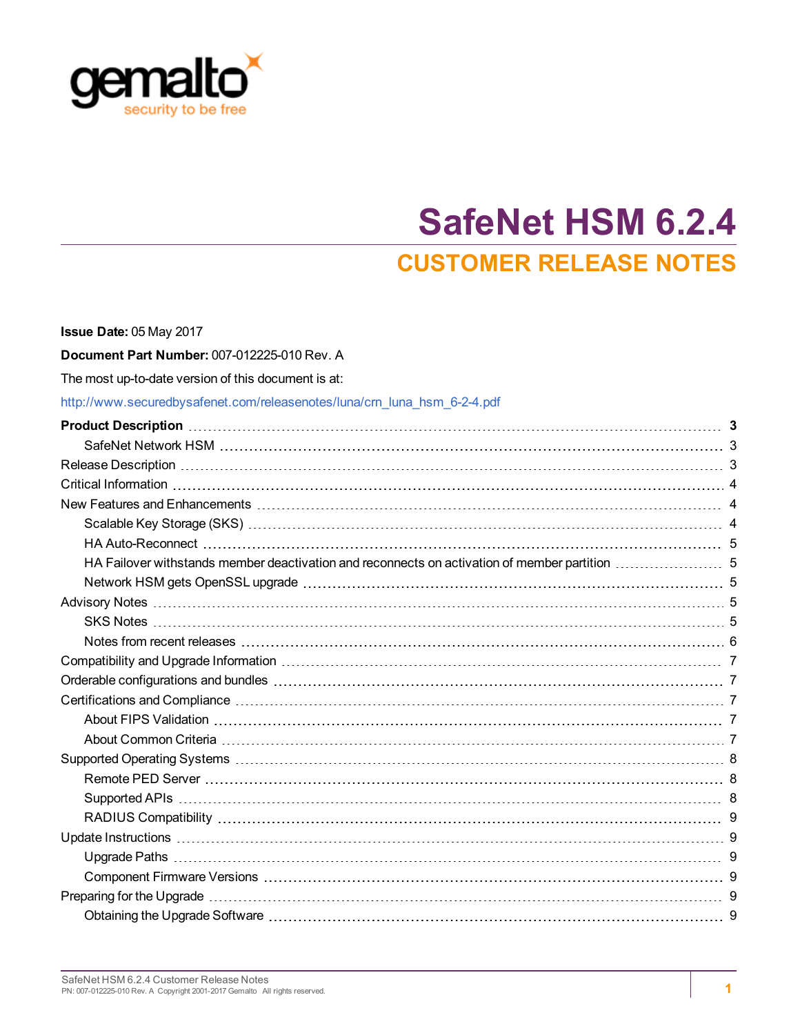# SafeNet HSM 6.2.4

## CUSTOMER RELEASE NOTES

**Issue Date:** 05 May 2017

**Document Part Number:** 007-012225-010 Rev. A

The most up-to-date version of this document is at:

http://www.securedbysafenet.com/releasenotes/luna/crn_luna_hsm_6-2-4.pdf

| | |
|---|---|
| **Product Description** | **3** |
| SafeNet Network HSM | 3 |
| Release Description | 3 |
| Critical Information | 4 |
| New Features and Enhancements | 4 |
| Scalable Key Storage (SKS) | 4 |
| HA Auto-Reconnect | 5 |
| HA Failover withstands member deactivation and reconnects on activation of member partition | 5 |
| Network HSM gets OpenSSL upgrade | 5 |
| Advisory Notes | 5 |
| SKS Notes | 5 |
| Notes from recent releases | 6 |
| Compatibility and Upgrade Information | 7 |
| Orderable configurations and bundles | 7 |
| Certifications and Compliance | 7 |
| About FIPS Validation | 7 |
| About Common Criteria | 7 |
| Supported Operating Systems | 8 |
| Remote PED Server | 8 |
| Supported APIs | 8 |
| RADIUS Compatibility | 9 |
| Update Instructions | 9 |
| Upgrade Paths | 9 |
| Component Firmware Versions | 9 |
| Preparing for the Upgrade | 9 |
| Obtaining the Upgrade Software | 9 |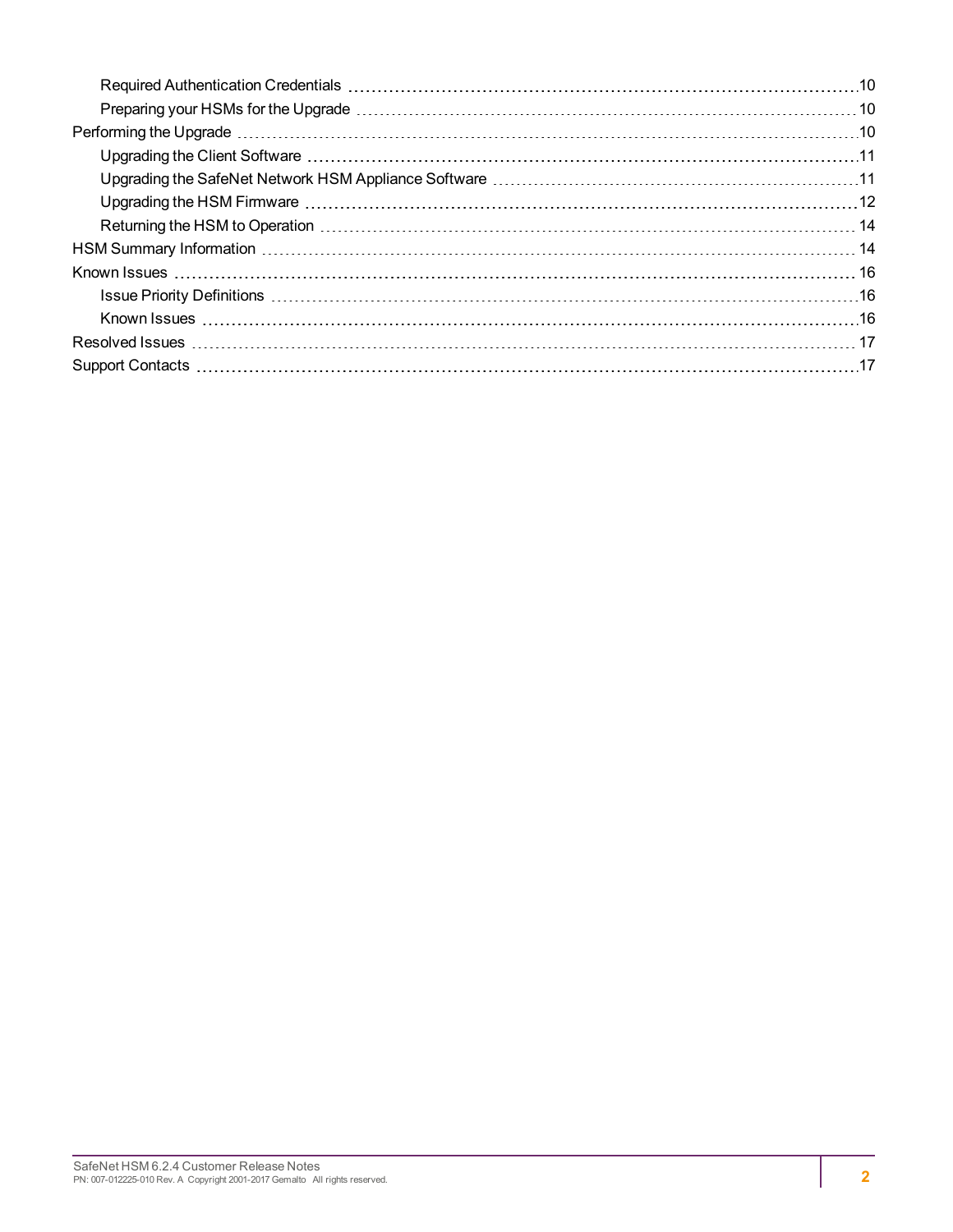- Required Authentication Credentials ... 10
- Preparing your HSMs for the Upgrade ... 10

Performing the Upgrade ... 10

- Upgrading the Client Software ... 11
- Upgrading the SafeNet Network HSM Appliance Software ... 11
- Upgrading the HSM Firmware ... 12
- Returning the HSM to Operation ... 14

HSM Summary Information ... 14

Known Issues ... 16

- Issue Priority Definitions ... 16
- Known Issues ... 16

Resolved Issues ... 17

Support Contacts ... 17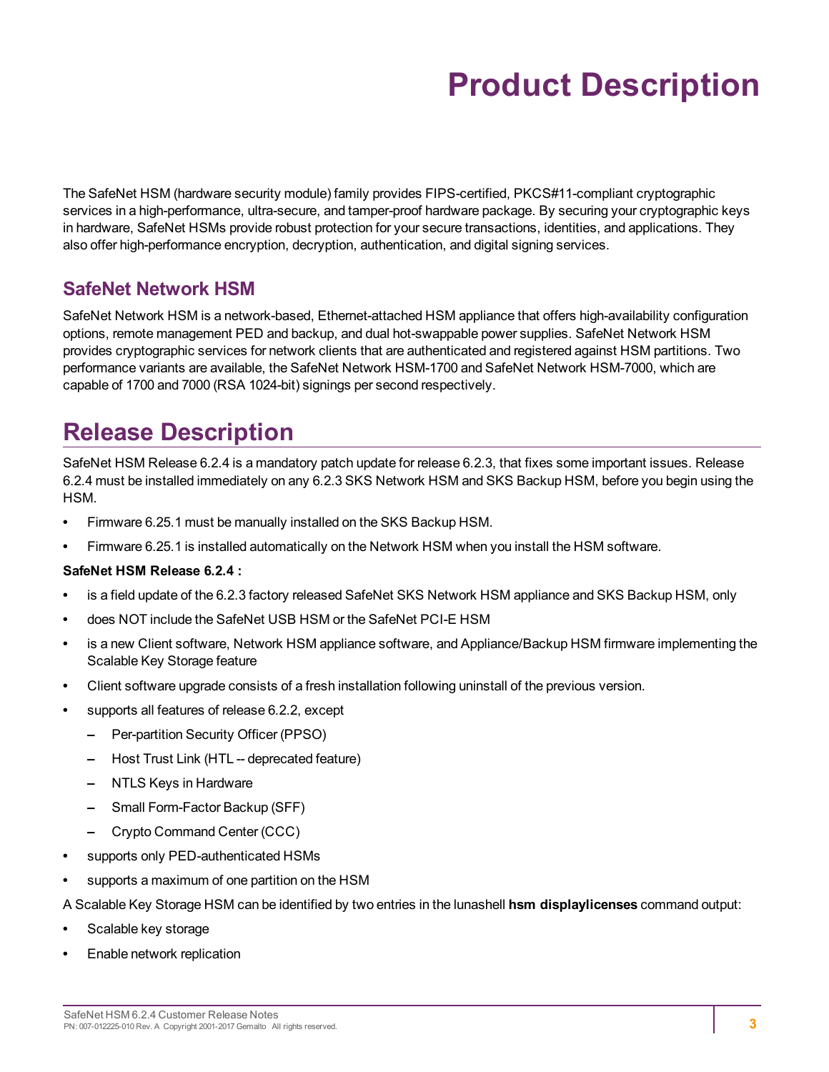# Product Description

The SafeNet HSM (hardware security module) family provides FIPS-certified, PKCS#11-compliant cryptographic services in a high-performance, ultra-secure, and tamper-proof hardware package. By securing your cryptographic keys in hardware, SafeNet HSMs provide robust protection for your secure transactions, identities, and applications. They also offer high-performance encryption, decryption, authentication, and digital signing services.

## SafeNet Network HSM

SafeNet Network HSM is a network-based, Ethernet-attached HSM appliance that offers high-availability configuration options, remote management PED and backup, and dual hot-swappable power supplies. SafeNet Network HSM provides cryptographic services for network clients that are authenticated and registered against HSM partitions. Two performance variants are available, the SafeNet Network HSM-1700 and SafeNet Network HSM-7000, which are capable of 1700 and 7000 (RSA 1024-bit) signings per second respectively.

# Release Description

SafeNet HSM Release 6.2.4 is a mandatory patch update for release 6.2.3, that fixes some important issues. Release 6.2.4 must be installed immediately on any 6.2.3 SKS Network HSM and SKS Backup HSM, before you begin using the HSM.

- Firmware 6.25.1 must be manually installed on the SKS Backup HSM.
- Firmware 6.25.1 is installed automatically on the Network HSM when you install the HSM software.

**SafeNet HSM Release 6.2.4 :**

- is a field update of the 6.2.3 factory released SafeNet SKS Network HSM appliance and SKS Backup HSM, only
- does NOT include the SafeNet USB HSM or the SafeNet PCI-E HSM
- is a new Client software, Network HSM appliance software, and Appliance/Backup HSM firmware implementing the Scalable Key Storage feature
- Client software upgrade consists of a fresh installation following uninstall of the previous version.
- supports all features of release 6.2.2, except
  - Per-partition Security Officer (PPSO)
  - Host Trust Link (HTL -- deprecated feature)
  - NTLS Keys in Hardware
  - Small Form-Factor Backup (SFF)
  - Crypto Command Center (CCC)
- supports only PED-authenticated HSMs
- supports a maximum of one partition on the HSM

A Scalable Key Storage HSM can be identified by two entries in the lunashell **hsm displaylicenses** command output:

- Scalable key storage
- Enable network replication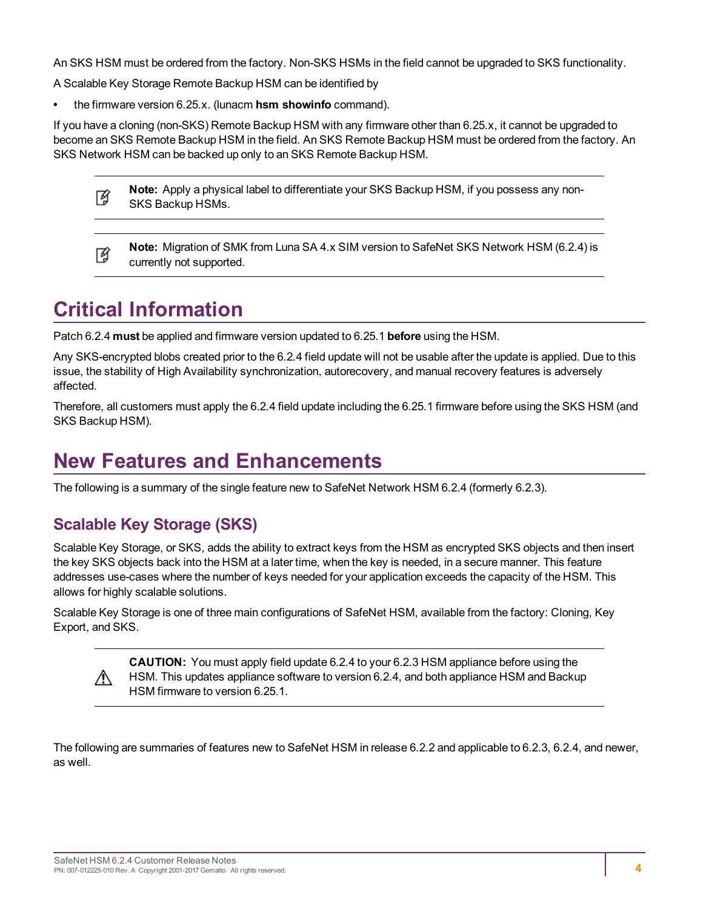An SKS HSM must be ordered from the factory. Non-SKS HSMs in the field cannot be upgraded to SKS functionality.

A Scalable Key Storage Remote Backup HSM can be identified by

- the firmware version 6.25.x. (lunacm **hsm showinfo** command).

If you have a cloning (non-SKS) Remote Backup HSM with any firmware other than 6.25.x, it cannot be upgraded to become an SKS Remote Backup HSM in the field. An SKS Remote Backup HSM must be ordered from the factory. An SKS Network HSM can be backed up only to an SKS Remote Backup HSM.

> **Note:** Apply a physical label to differentiate your SKS Backup HSM, if you possess any non-SKS Backup HSMs.

> **Note:** Migration of SMK from Luna SA 4.x SIM version to SafeNet SKS Network HSM (6.2.4) is currently not supported.

# Critical Information

Patch 6.2.4 **must** be applied and firmware version updated to 6.25.1 **before** using the HSM.

Any SKS-encrypted blobs created prior to the 6.2.4 field update will not be usable after the update is applied. Due to this issue, the stability of High Availability synchronization, autorecovery, and manual recovery features is adversely affected.

Therefore, all customers must apply the 6.2.4 field update including the 6.25.1 firmware before using the SKS HSM (and SKS Backup HSM).

# New Features and Enhancements

The following is a summary of the single feature new to SafeNet Network HSM 6.2.4 (formerly 6.2.3).

## Scalable Key Storage (SKS)

Scalable Key Storage, or SKS, adds the ability to extract keys from the HSM as encrypted SKS objects and then insert the key SKS objects back into the HSM at a later time, when the key is needed, in a secure manner. This feature addresses use-cases where the number of keys needed for your application exceeds the capacity of the HSM. This allows for highly scalable solutions.

Scalable Key Storage is one of three main configurations of SafeNet HSM, available from the factory: Cloning, Key Export, and SKS.

> **CAUTION:** You must apply field update 6.2.4 to your 6.2.3 HSM appliance before using the HSM. This updates appliance software to version 6.2.4, and both appliance HSM and Backup HSM firmware to version 6.25.1.

The following are summaries of features new to SafeNet HSM in release 6.2.2 and applicable to 6.2.3, 6.2.4, and newer, as well.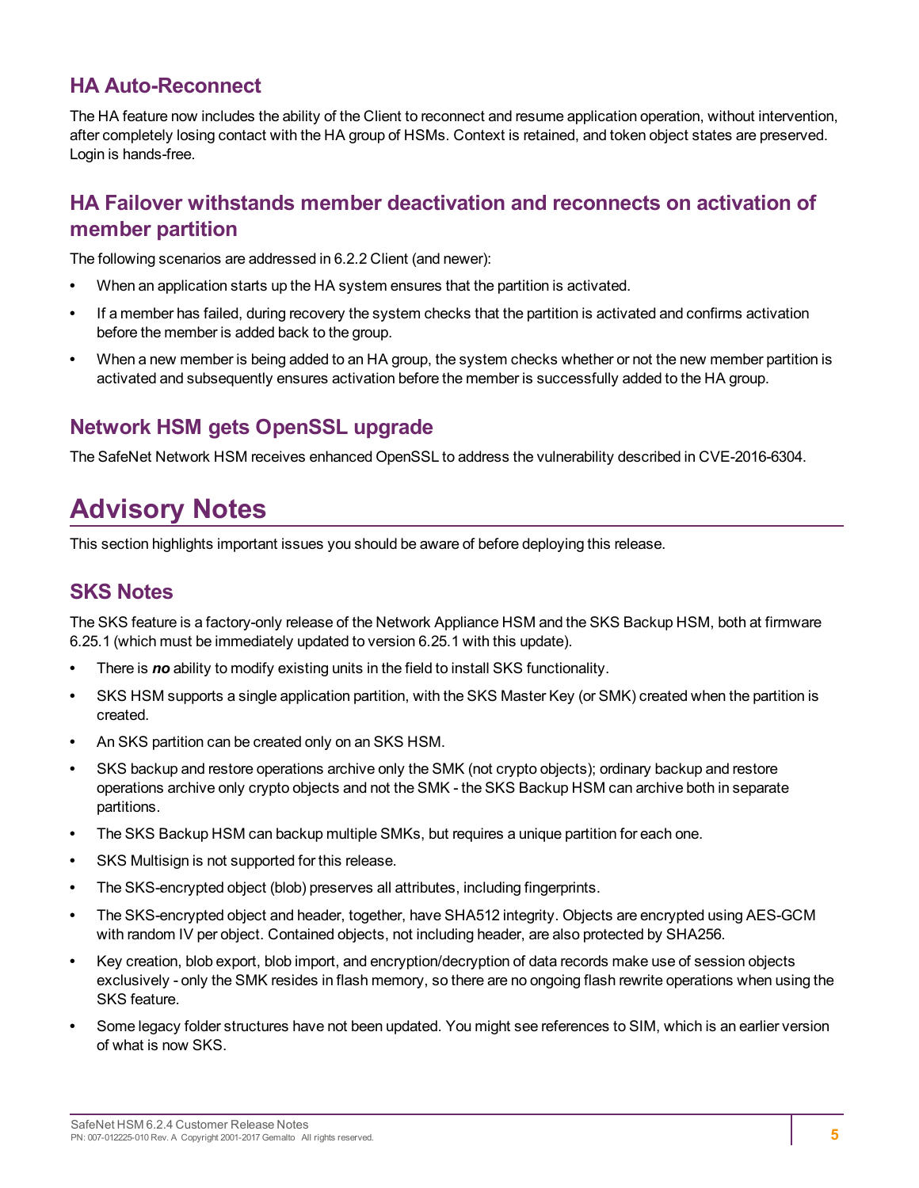### HA Auto-Reconnect

The HA feature now includes the ability of the Client to reconnect and resume application operation, without intervention, after completely losing contact with the HA group of HSMs. Context is retained, and token object states are preserved. Login is hands-free.

### HA Failover withstands member deactivation and reconnects on activation of member partition

The following scenarios are addressed in 6.2.2 Client (and newer):

- When an application starts up the HA system ensures that the partition is activated.
- If a member has failed, during recovery the system checks that the partition is activated and confirms activation before the member is added back to the group.
- When a new member is being added to an HA group, the system checks whether or not the new member partition is activated and subsequently ensures activation before the member is successfully added to the HA group.

### Network HSM gets OpenSSL upgrade

The SafeNet Network HSM receives enhanced OpenSSL to address the vulnerability described in CVE-2016-6304.

## Advisory Notes

This section highlights important issues you should be aware of before deploying this release.

### SKS Notes

The SKS feature is a factory-only release of the Network Appliance HSM and the SKS Backup HSM, both at firmware 6.25.1 (which must be immediately updated to version 6.25.1 with this update).

- There is ***no*** ability to modify existing units in the field to install SKS functionality.
- SKS HSM supports a single application partition, with the SKS Master Key (or SMK) created when the partition is created.
- An SKS partition can be created only on an SKS HSM.
- SKS backup and restore operations archive only the SMK (not crypto objects); ordinary backup and restore operations archive only crypto objects and not the SMK - the SKS Backup HSM can archive both in separate partitions.
- The SKS Backup HSM can backup multiple SMKs, but requires a unique partition for each one.
- SKS Multisign is not supported for this release.
- The SKS-encrypted object (blob) preserves all attributes, including fingerprints.
- The SKS-encrypted object and header, together, have SHA512 integrity. Objects are encrypted using AES-GCM with random IV per object. Contained objects, not including header, are also protected by SHA256.
- Key creation, blob export, blob import, and encryption/decryption of data records make use of session objects exclusively - only the SMK resides in flash memory, so there are no ongoing flash rewrite operations when using the SKS feature.
- Some legacy folder structures have not been updated. You might see references to SIM, which is an earlier version of what is now SKS.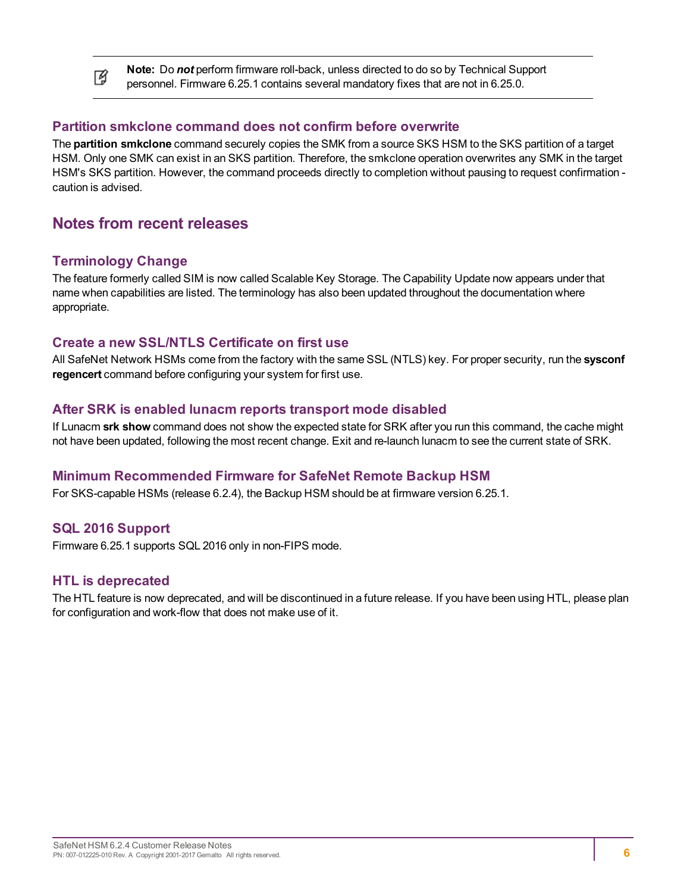> **Note:** Do ***not*** perform firmware roll-back, unless directed to do so by Technical Support personnel. Firmware 6.25.1 contains several mandatory fixes that are not in 6.25.0.

### Partition smkclone command does not confirm before overwrite

The **partition smkclone** command securely copies the SMK from a source SKS HSM to the SKS partition of a target HSM. Only one SMK can exist in an SKS partition. Therefore, the smkclone operation overwrites any SMK in the target HSM's SKS partition. However, the command proceeds directly to completion without pausing to request confirmation - caution is advised.

## Notes from recent releases

### Terminology Change

The feature formerly called SIM is now called Scalable Key Storage. The Capability Update now appears under that name when capabilities are listed. The terminology has also been updated throughout the documentation where appropriate.

### Create a new SSL/NTLS Certificate on first use

All SafeNet Network HSMs come from the factory with the same SSL (NTLS) key. For proper security, run the **sysconf regencert** command before configuring your system for first use.

### After SRK is enabled lunacm reports transport mode disabled

If Lunacm **srk show** command does not show the expected state for SRK after you run this command, the cache might not have been updated, following the most recent change. Exit and re-launch lunacm to see the current state of SRK.

### Minimum Recommended Firmware for SafeNet Remote Backup HSM

For SKS-capable HSMs (release 6.2.4), the Backup HSM should be at firmware version 6.25.1.

### SQL 2016 Support

Firmware 6.25.1 supports SQL 2016 only in non-FIPS mode.

### HTL is deprecated

The HTL feature is now deprecated, and will be discontinued in a future release. If you have been using HTL, please plan for configuration and work-flow that does not make use of it.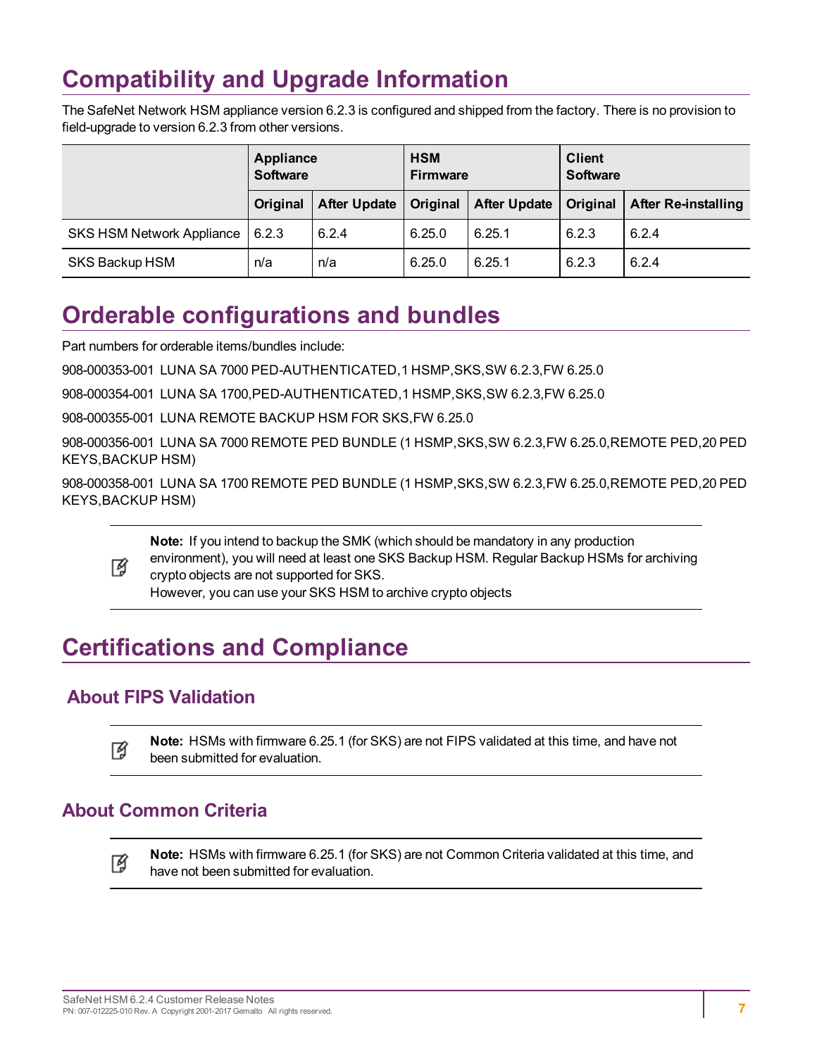# Compatibility and Upgrade Information

The SafeNet Network HSM appliance version 6.2.3 is configured and shipped from the factory. There is no provision to field-upgrade to version 6.2.3 from other versions.

| | Appliance Software | | HSM Firmware | | Client Software | |
|---|---|---|---|---|---|---|
| | **Original** | **After Update** | **Original** | **After Update** | **Original** | **After Re-installing** |
| SKS HSM Network Appliance | 6.2.3 | 6.2.4 | 6.25.0 | 6.25.1 | 6.2.3 | 6.2.4 |
| SKS Backup HSM | n/a | n/a | 6.25.0 | 6.25.1 | 6.2.3 | 6.2.4 |

# Orderable configurations and bundles

Part numbers for orderable items/bundles include:

908-000353-001 LUNA SA 7000 PED-AUTHENTICATED,1 HSMP,SKS,SW 6.2.3,FW 6.25.0

908-000354-001 LUNA SA 1700,PED-AUTHENTICATED,1 HSMP,SKS,SW 6.2.3,FW 6.25.0

908-000355-001 LUNA REMOTE BACKUP HSM FOR SKS,FW 6.25.0

908-000356-001 LUNA SA 7000 REMOTE PED BUNDLE (1 HSMP,SKS,SW 6.2.3,FW 6.25.0,REMOTE PED,20 PED KEYS,BACKUP HSM)

908-000358-001 LUNA SA 1700 REMOTE PED BUNDLE (1 HSMP,SKS,SW 6.2.3,FW 6.25.0,REMOTE PED,20 PED KEYS,BACKUP HSM)

> **Note:** If you intend to backup the SMK (which should be mandatory in any production environment), you will need at least one SKS Backup HSM. Regular Backup HSMs for archiving crypto objects are not supported for SKS.
> However, you can use your SKS HSM to archive crypto objects

# Certifications and Compliance

## About FIPS Validation

> **Note:** HSMs with firmware 6.25.1 (for SKS) are not FIPS validated at this time, and have not been submitted for evaluation.

## About Common Criteria

> **Note:** HSMs with firmware 6.25.1 (for SKS) are not Common Criteria validated at this time, and have not been submitted for evaluation.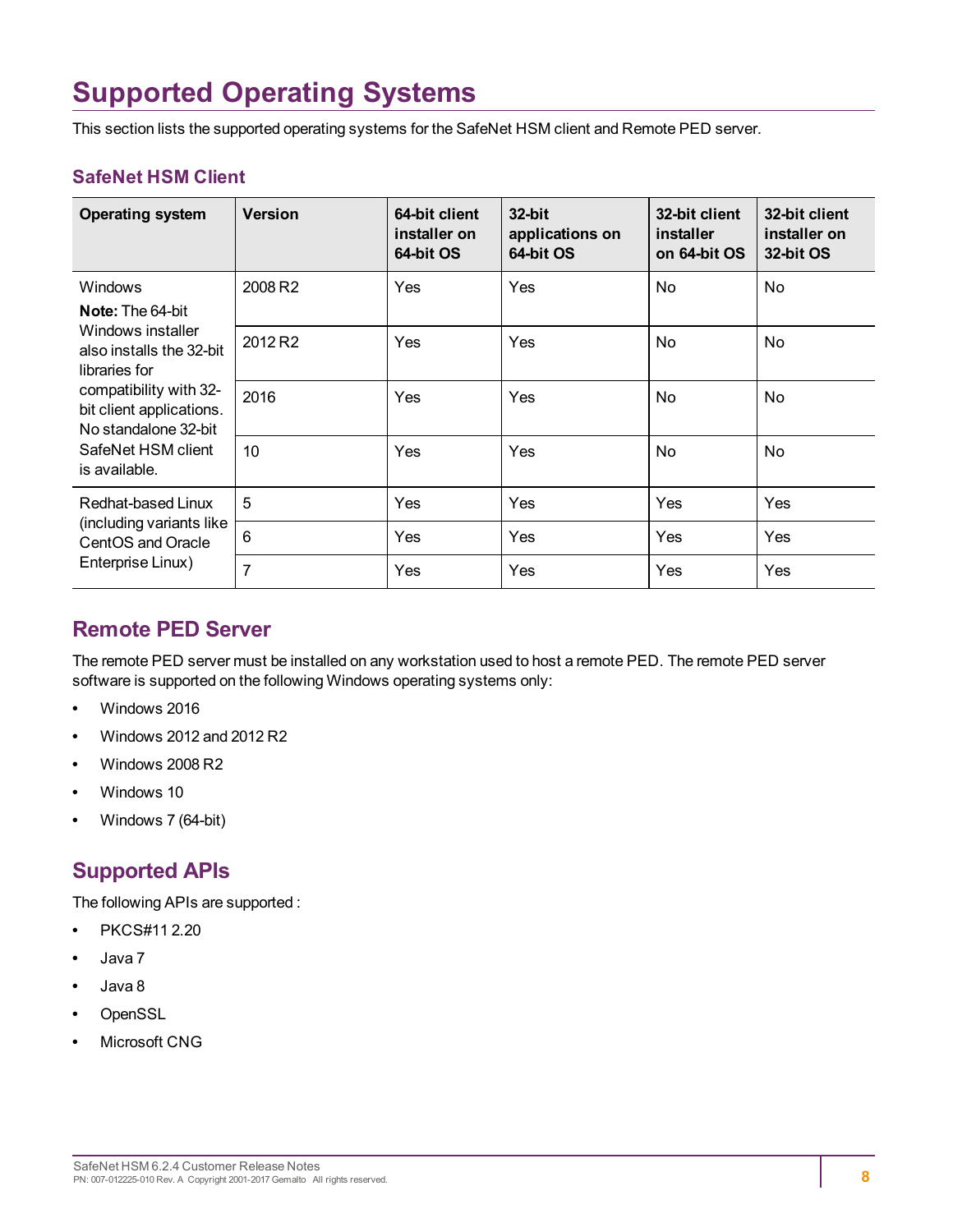# Supported Operating Systems

This section lists the supported operating systems for the SafeNet HSM client and Remote PED server.

## SafeNet HSM Client

| Operating system | Version | 64-bit client installer on 64-bit OS | 32-bit applications on 64-bit OS | 32-bit client installer on 64-bit OS | 32-bit client installer on 32-bit OS |
|---|---|---|---|---|---|
| Windows **Note:** The 64-bit Windows installer also installs the 32-bit libraries for compatibility with 32-bit client applications. No standalone 32-bit SafeNet HSM client is available. | 2008 R2 | Yes | Yes | No | No |
| | 2012 R2 | Yes | Yes | No | No |
| | 2016 | Yes | Yes | No | No |
| | 10 | Yes | Yes | No | No |
| Redhat-based Linux (including variants like CentOS and Oracle Enterprise Linux) | 5 | Yes | Yes | Yes | Yes |
| | 6 | Yes | Yes | Yes | Yes |
| | 7 | Yes | Yes | Yes | Yes |

## Remote PED Server

The remote PED server must be installed on any workstation used to host a remote PED. The remote PED server software is supported on the following Windows operating systems only:

- Windows 2016
- Windows 2012 and 2012 R2
- Windows 2008 R2
- Windows 10
- Windows 7 (64-bit)

## Supported APIs

The following APIs are supported :

- PKCS#11 2.20
- Java 7
- Java 8
- OpenSSL
- Microsoft CNG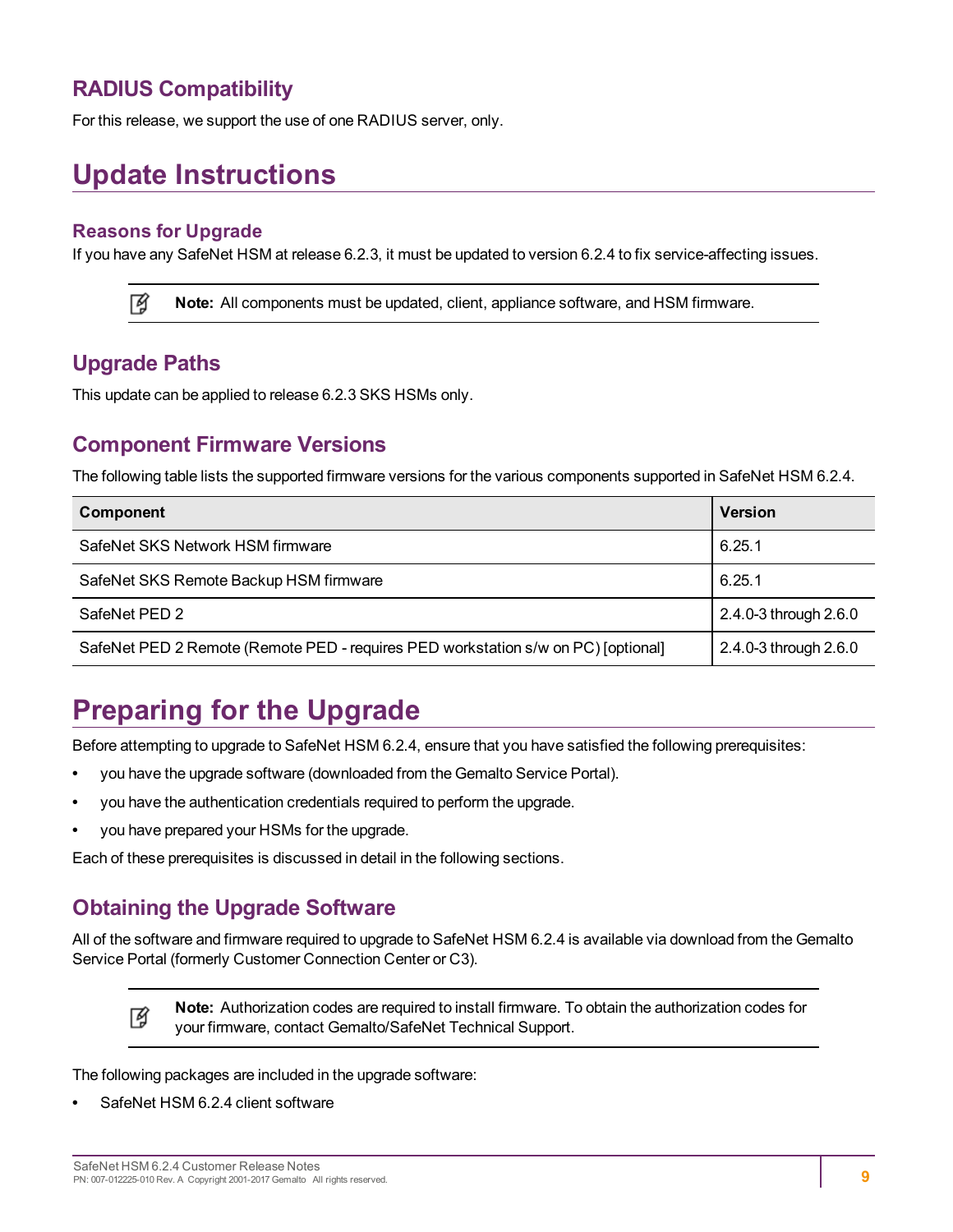## RADIUS Compatibility

For this release, we support the use of one RADIUS server, only.

# Update Instructions

### Reasons for Upgrade

If you have any SafeNet HSM at release 6.2.3, it must be updated to version 6.2.4 to fix service-affecting issues.

> **Note:** All components must be updated, client, appliance software, and HSM firmware.

## Upgrade Paths

This update can be applied to release 6.2.3 SKS HSMs only.

## Component Firmware Versions

The following table lists the supported firmware versions for the various components supported in SafeNet HSM 6.2.4.

| Component | Version |
|---|---|
| SafeNet SKS Network HSM firmware | 6.25.1 |
| SafeNet SKS Remote Backup HSM firmware | 6.25.1 |
| SafeNet PED 2 | 2.4.0-3 through 2.6.0 |
| SafeNet PED 2 Remote (Remote PED - requires PED workstation s/w on PC) [optional] | 2.4.0-3 through 2.6.0 |

# Preparing for the Upgrade

Before attempting to upgrade to SafeNet HSM 6.2.4, ensure that you have satisfied the following prerequisites:

- you have the upgrade software (downloaded from the Gemalto Service Portal).
- you have the authentication credentials required to perform the upgrade.
- you have prepared your HSMs for the upgrade.

Each of these prerequisites is discussed in detail in the following sections.

## Obtaining the Upgrade Software

All of the software and firmware required to upgrade to SafeNet HSM 6.2.4 is available via download from the Gemalto Service Portal (formerly Customer Connection Center or C3).

> **Note:** Authorization codes are required to install firmware. To obtain the authorization codes for your firmware, contact Gemalto/SafeNet Technical Support.

The following packages are included in the upgrade software:

- SafeNet HSM 6.2.4 client software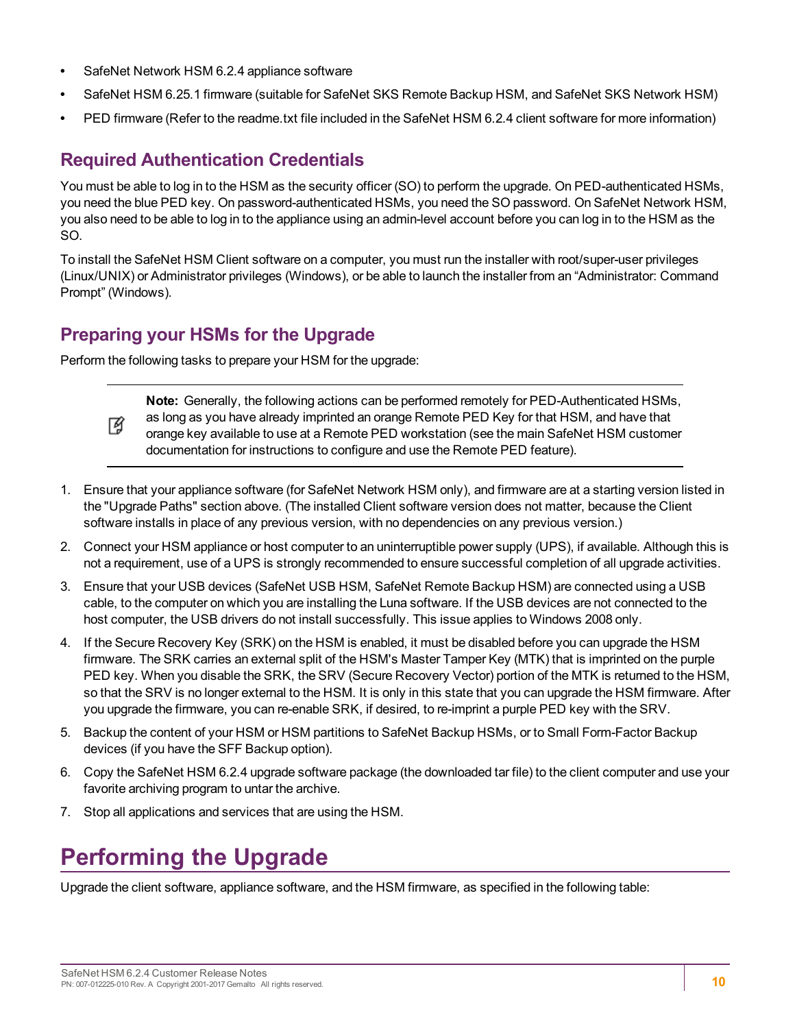- SafeNet Network HSM 6.2.4 appliance software
- SafeNet HSM 6.25.1 firmware (suitable for SafeNet SKS Remote Backup HSM, and SafeNet SKS Network HSM)
- PED firmware (Refer to the readme.txt file included in the SafeNet HSM 6.2.4 client software for more information)

## Required Authentication Credentials

You must be able to log in to the HSM as the security officer (SO) to perform the upgrade. On PED-authenticated HSMs, you need the blue PED key. On password-authenticated HSMs, you need the SO password. On SafeNet Network HSM, you also need to be able to log in to the appliance using an admin-level account before you can log in to the HSM as the SO.

To install the SafeNet HSM Client software on a computer, you must run the installer with root/super-user privileges (Linux/UNIX) or Administrator privileges (Windows), or be able to launch the installer from an "Administrator: Command Prompt" (Windows).

## Preparing your HSMs for the Upgrade

Perform the following tasks to prepare your HSM for the upgrade:

> **Note:** Generally, the following actions can be performed remotely for PED-Authenticated HSMs, as long as you have already imprinted an orange Remote PED Key for that HSM, and have that orange key available to use at a Remote PED workstation (see the main SafeNet HSM customer documentation for instructions to configure and use the Remote PED feature).

1. Ensure that your appliance software (for SafeNet Network HSM only), and firmware are at a starting version listed in the "Upgrade Paths" section above. (The installed Client software version does not matter, because the Client software installs in place of any previous version, with no dependencies on any previous version.)
2. Connect your HSM appliance or host computer to an uninterruptible power supply (UPS), if available. Although this is not a requirement, use of a UPS is strongly recommended to ensure successful completion of all upgrade activities.
3. Ensure that your USB devices (SafeNet USB HSM, SafeNet Remote Backup HSM) are connected using a USB cable, to the computer on which you are installing the Luna software. If the USB devices are not connected to the host computer, the USB drivers do not install successfully. This issue applies to Windows 2008 only.
4. If the Secure Recovery Key (SRK) on the HSM is enabled, it must be disabled before you can upgrade the HSM firmware. The SRK carries an external split of the HSM's Master Tamper Key (MTK) that is imprinted on the purple PED key. When you disable the SRK, the SRV (Secure Recovery Vector) portion of the MTK is returned to the HSM, so that the SRV is no longer external to the HSM. It is only in this state that you can upgrade the HSM firmware. After you upgrade the firmware, you can re-enable SRK, if desired, to re-imprint a purple PED key with the SRV.
5. Backup the content of your HSM or HSM partitions to SafeNet Backup HSMs, or to Small Form-Factor Backup devices (if you have the SFF Backup option).
6. Copy the SafeNet HSM 6.2.4 upgrade software package (the downloaded tar file) to the client computer and use your favorite archiving program to untar the archive.
7. Stop all applications and services that are using the HSM.

# Performing the Upgrade

Upgrade the client software, appliance software, and the HSM firmware, as specified in the following table: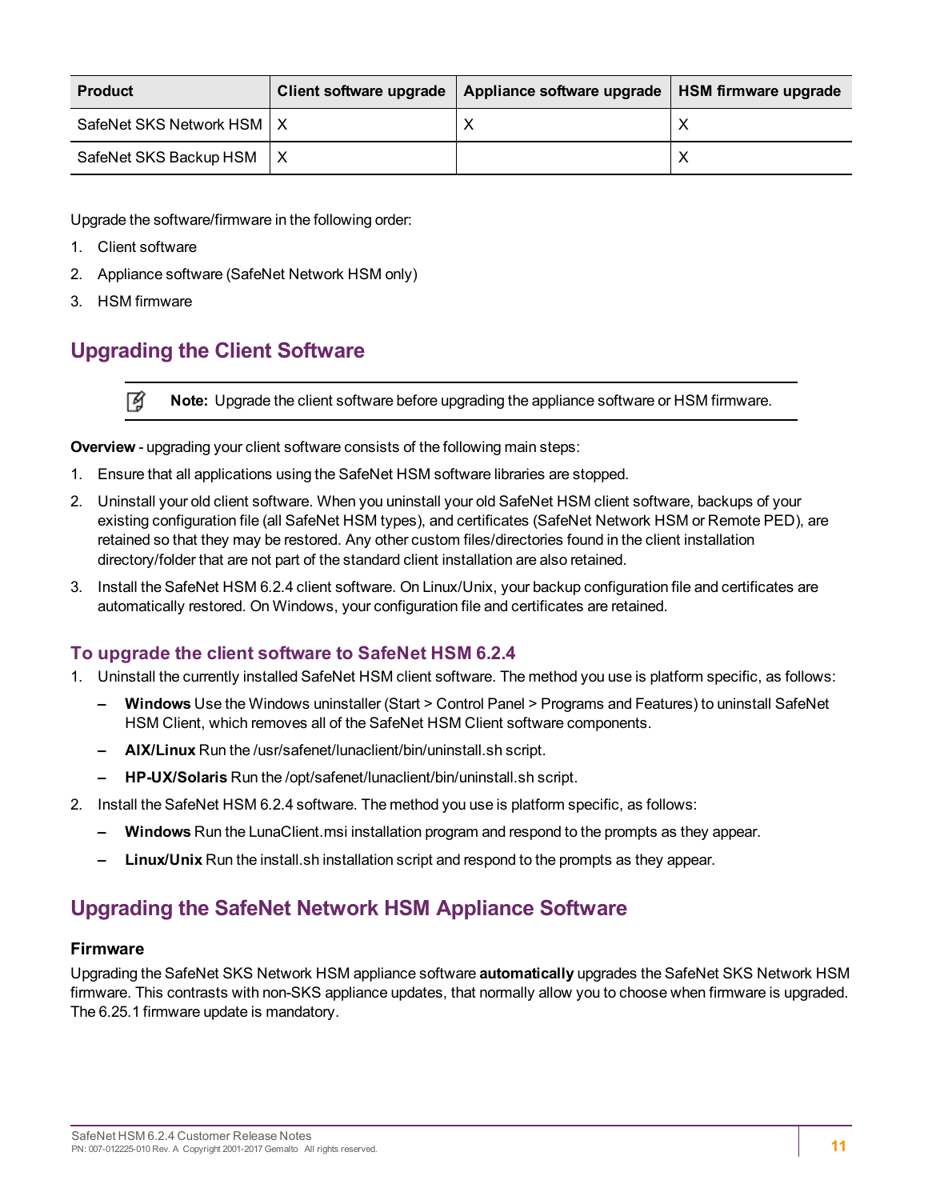| Product | Client software upgrade | Appliance software upgrade | HSM firmware upgrade |
|---|---|---|---|
| SafeNet SKS Network HSM | X | X | X |
| SafeNet SKS Backup HSM | X | | X |

Upgrade the software/firmware in the following order:

1. Client software
2. Appliance software (SafeNet Network HSM only)
3. HSM firmware

## Upgrading the Client Software

> **Note:** Upgrade the client software before upgrading the appliance software or HSM firmware.

**Overview** - upgrading your client software consists of the following main steps:

1. Ensure that all applications using the SafeNet HSM software libraries are stopped.
2. Uninstall your old client software. When you uninstall your old SafeNet HSM client software, backups of your existing configuration file (all SafeNet HSM types), and certificates (SafeNet Network HSM or Remote PED), are retained so that they may be restored. Any other custom files/directories found in the client installation directory/folder that are not part of the standard client installation are also retained.
3. Install the SafeNet HSM 6.2.4 client software. On Linux/Unix, your backup configuration file and certificates are automatically restored. On Windows, your configuration file and certificates are retained.

### To upgrade the client software to SafeNet HSM 6.2.4

1. Uninstall the currently installed SafeNet HSM client software. The method you use is platform specific, as follows:
   - **Windows** Use the Windows uninstaller (Start > Control Panel > Programs and Features) to uninstall SafeNet HSM Client, which removes all of the SafeNet HSM Client software components.
   - **AIX/Linux** Run the /usr/safenet/lunaclient/bin/uninstall.sh script.
   - **HP-UX/Solaris** Run the /opt/safenet/lunaclient/bin/uninstall.sh script.
2. Install the SafeNet HSM 6.2.4 software. The method you use is platform specific, as follows:
   - **Windows** Run the LunaClient.msi installation program and respond to the prompts as they appear.
   - **Linux/Unix** Run the install.sh installation script and respond to the prompts as they appear.

## Upgrading the SafeNet Network HSM Appliance Software

### Firmware

Upgrading the SafeNet SKS Network HSM appliance software **automatically** upgrades the SafeNet SKS Network HSM firmware. This contrasts with non-SKS appliance updates, that normally allow you to choose when firmware is upgraded. The 6.25.1 firmware update is mandatory.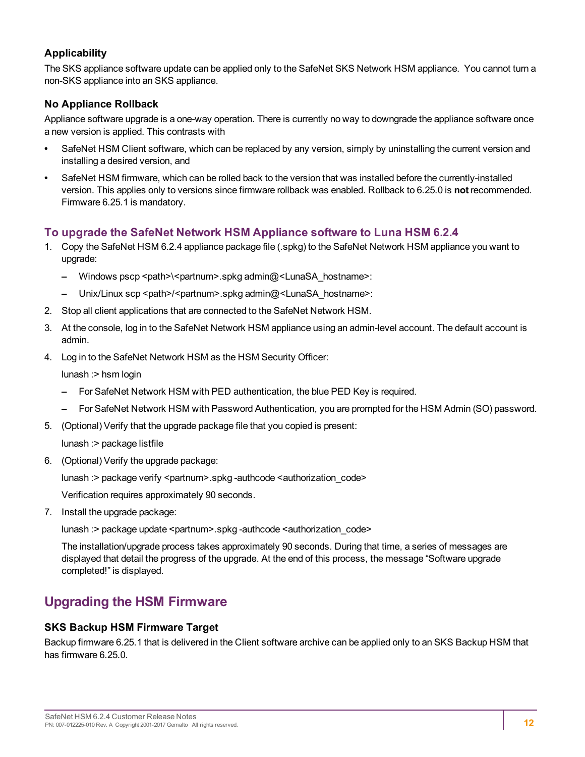### Applicability

The SKS appliance software update can be applied only to the SafeNet SKS Network HSM appliance. You cannot turn a non-SKS appliance into an SKS appliance.

### No Appliance Rollback

Appliance software upgrade is a one-way operation. There is currently no way to downgrade the appliance software once a new version is applied. This contrasts with

- SafeNet HSM Client software, which can be replaced by any version, simply by uninstalling the current version and installing a desired version, and
- SafeNet HSM firmware, which can be rolled back to the version that was installed before the currently-installed version. This applies only to versions since firmware rollback was enabled. Rollback to 6.25.0 is **not** recommended. Firmware 6.25.1 is mandatory.

### To upgrade the SafeNet Network HSM Appliance software to Luna HSM 6.2.4

1. Copy the SafeNet HSM 6.2.4 appliance package file (.spkg) to the SafeNet Network HSM appliance you want to upgrade:
   - Windows pscp <path>\<partnum>.spkg admin@<LunaSA_hostname>:
   - Unix/Linux scp <path>/<partnum>.spkg admin@<LunaSA_hostname>:
2. Stop all client applications that are connected to the SafeNet Network HSM.
3. At the console, log in to the SafeNet Network HSM appliance using an admin-level account. The default account is admin.
4. Log in to the SafeNet Network HSM as the HSM Security Officer:

   lunash :> hsm login

   - For SafeNet Network HSM with PED authentication, the blue PED Key is required.
   - For SafeNet Network HSM with Password Authentication, you are prompted for the HSM Admin (SO) password.
5. (Optional) Verify that the upgrade package file that you copied is present:

   lunash :> package listfile
6. (Optional) Verify the upgrade package:

   lunash :> package verify <partnum>.spkg -authcode <authorization_code>

   Verification requires approximately 90 seconds.
7. Install the upgrade package:

   lunash :> package update <partnum>.spkg -authcode <authorization_code>

   The installation/upgrade process takes approximately 90 seconds. During that time, a series of messages are displayed that detail the progress of the upgrade. At the end of this process, the message "Software upgrade completed!" is displayed.

## Upgrading the HSM Firmware

### SKS Backup HSM Firmware Target

Backup firmware 6.25.1 that is delivered in the Client software archive can be applied only to an SKS Backup HSM that has firmware 6.25.0.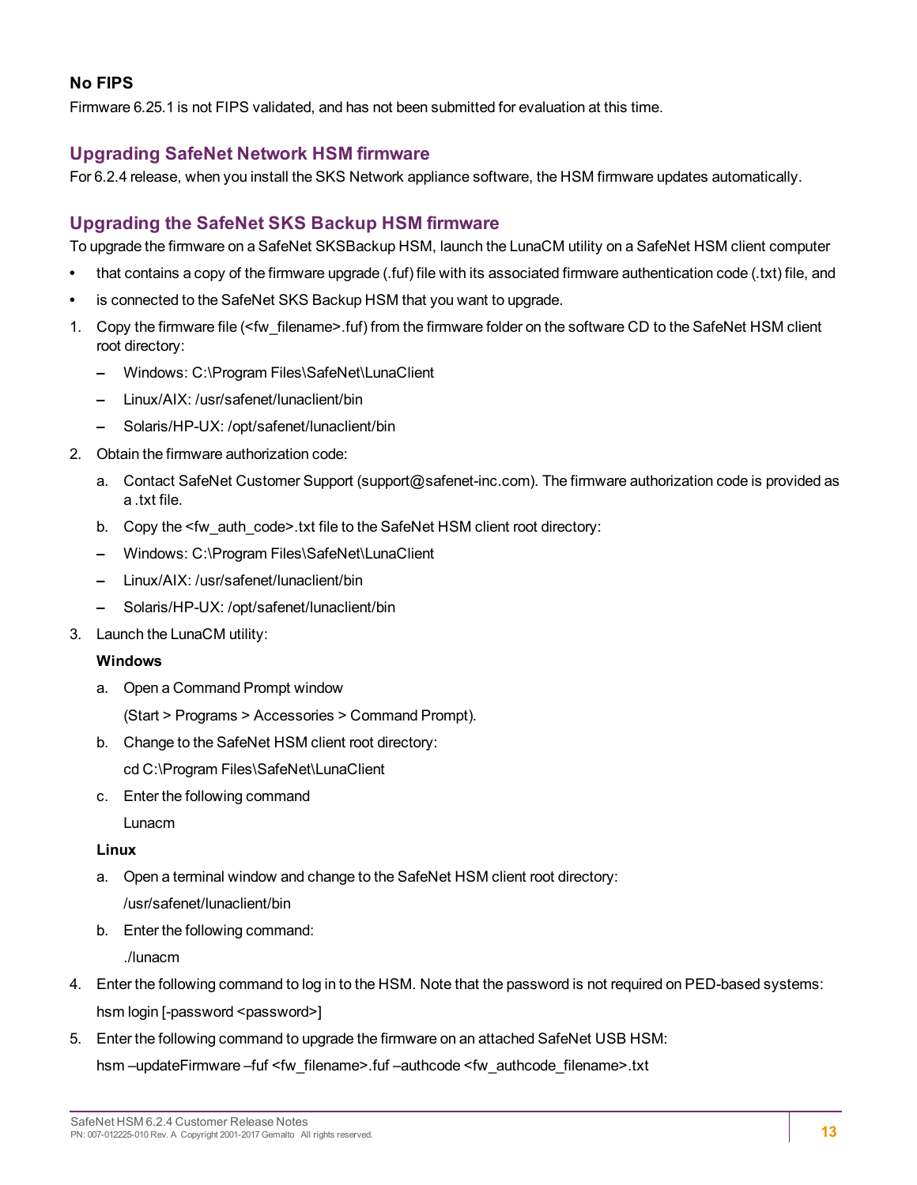### No FIPS

Firmware 6.25.1 is not FIPS validated, and has not been submitted for evaluation at this time.

## Upgrading SafeNet Network HSM firmware

For 6.2.4 release, when you install the SKS Network appliance software, the HSM firmware updates automatically.

## Upgrading the SafeNet SKS Backup HSM firmware

To upgrade the firmware on a SafeNet SKSBackup HSM, launch the LunaCM utility on a SafeNet HSM client computer

- that contains a copy of the firmware upgrade (.fuf) file with its associated firmware authentication code (.txt) file, and
- is connected to the SafeNet SKS Backup HSM that you want to upgrade.

1. Copy the firmware file (<fw_filename>.fuf) from the firmware folder on the software CD to the SafeNet HSM client root directory:
   - Windows: C:\Program Files\SafeNet\LunaClient
   - Linux/AIX: /usr/safenet/lunaclient/bin
   - Solaris/HP-UX: /opt/safenet/lunaclient/bin
2. Obtain the firmware authorization code:
   a. Contact SafeNet Customer Support (support@safenet-inc.com). The firmware authorization code is provided as a .txt file.
   b. Copy the <fw_auth_code>.txt file to the SafeNet HSM client root directory:
   - Windows: C:\Program Files\SafeNet\LunaClient
   - Linux/AIX: /usr/safenet/lunaclient/bin
   - Solaris/HP-UX: /opt/safenet/lunaclient/bin
3. Launch the LunaCM utility:

   **Windows**

   a. Open a Command Prompt window

      (Start > Programs > Accessories > Command Prompt).

   b. Change to the SafeNet HSM client root directory:

      cd C:\Program Files\SafeNet\LunaClient

   c. Enter the following command

      Lunacm

   **Linux**

   a. Open a terminal window and change to the SafeNet HSM client root directory:

      /usr/safenet/lunaclient/bin

   b. Enter the following command:

      ./lunacm
4. Enter the following command to log in to the HSM. Note that the password is not required on PED-based systems:

   hsm login [-password <password>]
5. Enter the following command to upgrade the firmware on an attached SafeNet USB HSM:

   hsm –updateFirmware –fuf <fw_filename>.fuf –authcode <fw_authcode_filename>.txt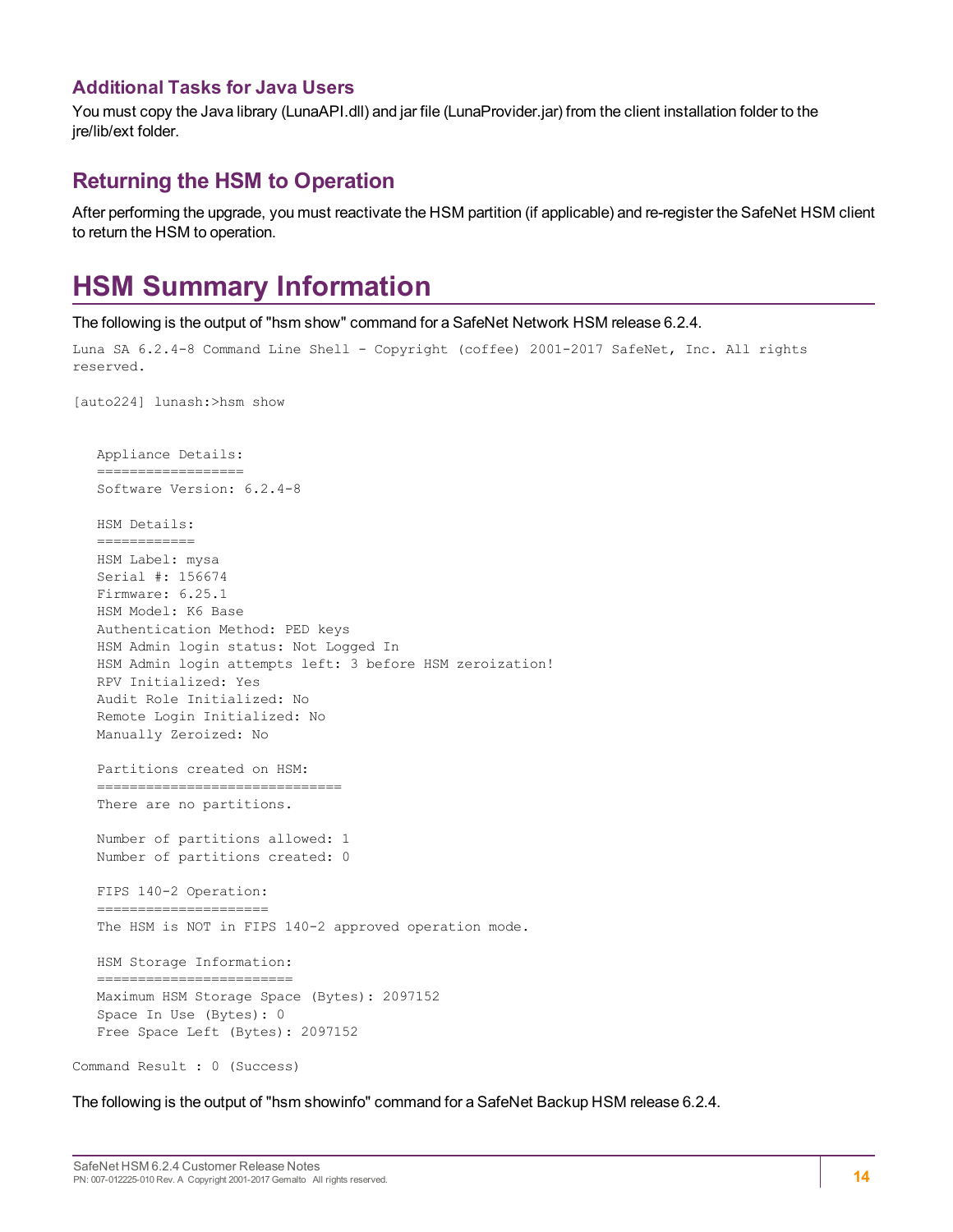### Additional Tasks for Java Users

You must copy the Java library (LunaAPI.dll) and jar file (LunaProvider.jar) from the client installation folder to the jre/lib/ext folder.

## Returning the HSM to Operation

After performing the upgrade, you must reactivate the HSM partition (if applicable) and re-register the SafeNet HSM client to return the HSM to operation.

# HSM Summary Information

The following is the output of "hsm show" command for a SafeNet Network HSM release 6.2.4.

```
Luna SA 6.2.4-8 Command Line Shell - Copyright (coffee) 2001-2017 SafeNet, Inc. All rights
reserved.

[auto224] lunash:>hsm show


   Appliance Details:
   ==================
   Software Version: 6.2.4-8

   HSM Details:
   ============
   HSM Label: mysa
   Serial #: 156674
   Firmware: 6.25.1
   HSM Model: K6 Base
   Authentication Method: PED keys
   HSM Admin login status: Not Logged In
   HSM Admin login attempts left: 3 before HSM zeroization!
   RPV Initialized: Yes
   Audit Role Initialized: No
   Remote Login Initialized: No
   Manually Zeroized: No

   Partitions created on HSM:
   ==============================
   There are no partitions.

   Number of partitions allowed: 1
   Number of partitions created: 0

   FIPS 140-2 Operation:
   =====================
   The HSM is NOT in FIPS 140-2 approved operation mode.

   HSM Storage Information:
   ========================
   Maximum HSM Storage Space (Bytes): 2097152
   Space In Use (Bytes): 0
   Free Space Left (Bytes): 2097152

Command Result : 0 (Success)
```

The following is the output of "hsm showinfo" command for a SafeNet Backup HSM release 6.2.4.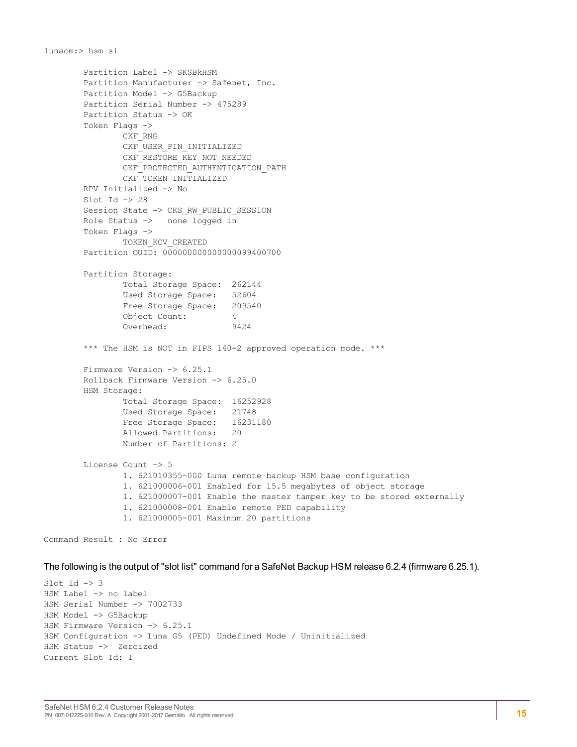```
lunacm:> hsm si

        Partition Label -> SKSBkHSM
        Partition Manufacturer -> Safenet, Inc.
        Partition Model -> G5Backup
        Partition Serial Number -> 475289
        Partition Status -> OK
        Token Flags ->
                CKF_RNG
                CKF_USER_PIN_INITIALIZED
                CKF_RESTORE_KEY_NOT_NEEDED
                CKF_PROTECTED_AUTHENTICATION_PATH
                CKF_TOKEN_INITIALIZED
        RPV Initialized -> No
        Slot Id -> 28
        Session State -> CKS_RW_PUBLIC_SESSION
        Role Status ->   none logged in
        Token Flags ->
                TOKEN_KCV_CREATED
        Partition OUID: 000000000000000099400700

        Partition Storage:
                Total Storage Space:  262144
                Used Storage Space:   52604
                Free Storage Space:   209540
                Object Count:         4
                Overhead:             9424

        *** The HSM is NOT in FIPS 140-2 approved operation mode. ***

        Firmware Version -> 6.25.1
        Rollback Firmware Version -> 6.25.0
        HSM Storage:
                Total Storage Space:  16252928
                Used Storage Space:   21748
                Free Storage Space:   16231180
                Allowed Partitions:   20
                Number of Partitions: 2

        License Count -> 5
                1. 621010355-000 Luna remote backup HSM base configuration
                1. 621000006-001 Enabled for 15.5 megabytes of object storage
                1. 621000007-001 Enable the master tamper key to be stored externally
                1. 621000008-001 Enable remote PED capability
                1. 621000005-001 Maximum 20 partitions

Command Result : No Error
```

The following is the output of "slot list" command for a SafeNet Backup HSM release 6.2.4 (firmware 6.25.1).

```
Slot Id -> 3
HSM Label -> no label
HSM Serial Number -> 7002733
HSM Model -> G5Backup
HSM Firmware Version -> 6.25.1
HSM Configuration -> Luna G5 (PED) Undefined Mode / Uninitialized
HSM Status ->  Zeroized
Current Slot Id: 1
```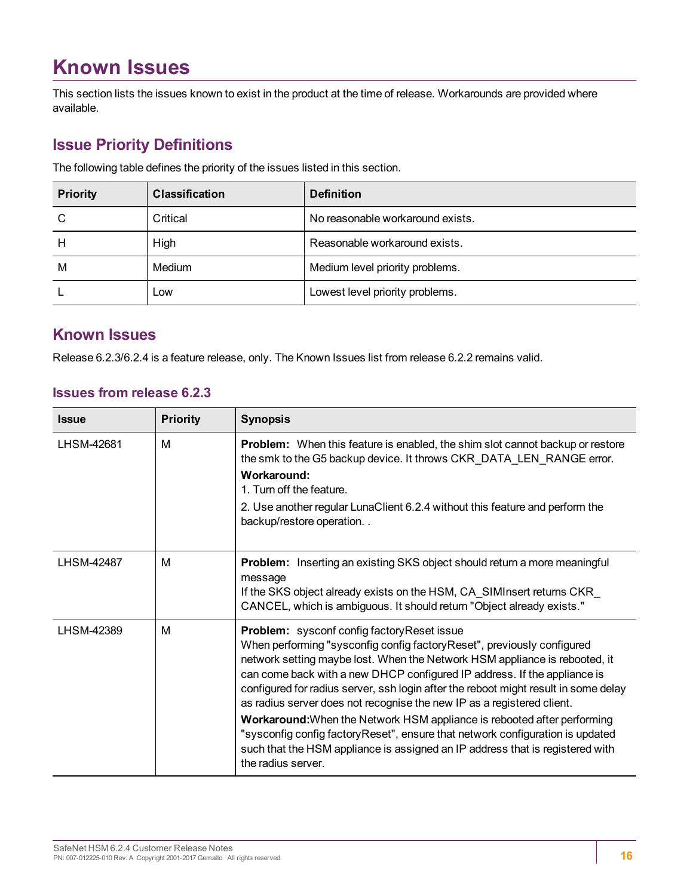# Known Issues

This section lists the issues known to exist in the product at the time of release. Workarounds are provided where available.

## Issue Priority Definitions

The following table defines the priority of the issues listed in this section.

| Priority | Classification | Definition |
|---|---|---|
| C | Critical | No reasonable workaround exists. |
| H | High | Reasonable workaround exists. |
| M | Medium | Medium level priority problems. |
| L | Low | Lowest level priority problems. |

## Known Issues

Release 6.2.3/6.2.4 is a feature release, only. The Known Issues list from release 6.2.2 remains valid.

### Issues from release 6.2.3

| Issue | Priority | Synopsis |
|---|---|---|
| LHSM-42681 | M | **Problem:** When this feature is enabled, the shim slot cannot backup or restore the smk to the G5 backup device. It throws CKR_DATA_LEN_RANGE error.<br>**Workaround:**<br>1. Turn off the feature.<br>2. Use another regular LunaClient 6.2.4 without this feature and perform the backup/restore operation. . |
| LHSM-42487 | M | **Problem:** Inserting an existing SKS object should return a more meaningful message<br>If the SKS object already exists on the HSM, CA_SIMInsert returns CKR_CANCEL, which is ambiguous. It should return "Object already exists." |
| LHSM-42389 | M | **Problem:** sysconf config factoryReset issue<br>When performing "sysconfig config factoryReset", previously configured network setting maybe lost. When the Network HSM appliance is rebooted, it can come back with a new DHCP configured IP address. If the appliance is configured for radius server, ssh login after the reboot might result in some delay as radius server does not recognise the new IP as a registered client.<br>**Workaround:** When the Network HSM appliance is rebooted after performing "sysconfig config factoryReset", ensure that network configuration is updated such that the HSM appliance is assigned an IP address that is registered with the radius server. |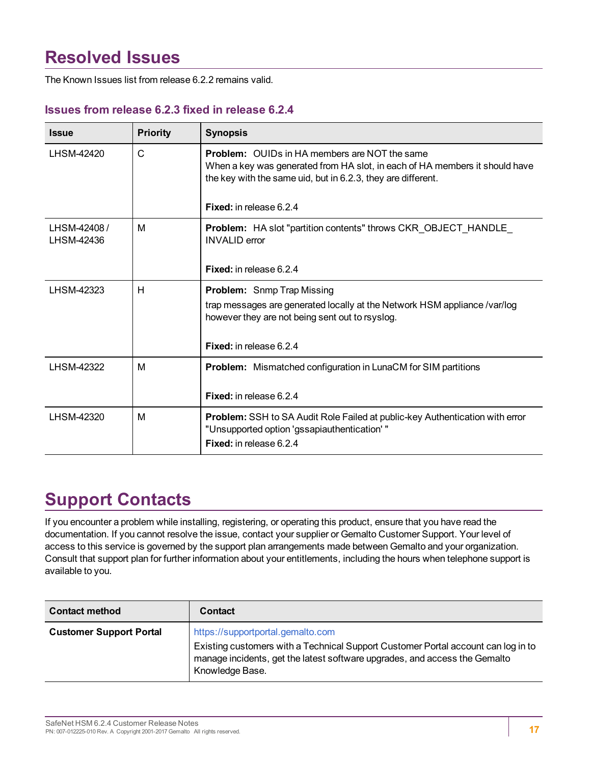# Resolved Issues

The Known Issues list from release 6.2.2 remains valid.

### Issues from release 6.2.3 fixed in release 6.2.4

| Issue | Priority | Synopsis |
|---|---|---|
| LHSM-42420 | C | **Problem:** OUIDs in HA members are NOT the same<br>When a key was generated from HA slot, in each of HA members it should have the key with the same uid, but in 6.2.3, they are different.<br><br>**Fixed:** in release 6.2.4 |
| LHSM-42408 / LHSM-42436 | M | **Problem:** HA slot "partition contents" throws CKR_OBJECT_HANDLE_ INVALID error<br><br>**Fixed:** in release 6.2.4 |
| LHSM-42323 | H | **Problem:** Snmp Trap Missing<br>trap messages are generated locally at the Network HSM appliance /var/log however they are not being sent out to rsyslog.<br><br>**Fixed:** in release 6.2.4 |
| LHSM-42322 | M | **Problem:** Mismatched configuration in LunaCM for SIM partitions<br><br>**Fixed:** in release 6.2.4 |
| LHSM-42320 | M | **Problem:** SSH to SA Audit Role Failed at public-key Authentication with error "Unsupported option 'gssapiauthentication' "<br>**Fixed:** in release 6.2.4 |

# Support Contacts

If you encounter a problem while installing, registering, or operating this product, ensure that you have read the documentation. If you cannot resolve the issue, contact your supplier or Gemalto Customer Support. Your level of access to this service is governed by the support plan arrangements made between Gemalto and your organization. Consult that support plan for further information about your entitlements, including the hours when telephone support is available to you.

| Contact method | Contact |
|---|---|
| **Customer Support Portal** | https://supportportal.gemalto.com<br>Existing customers with a Technical Support Customer Portal account can log in to manage incidents, get the latest software upgrades, and access the Gemalto Knowledge Base. |